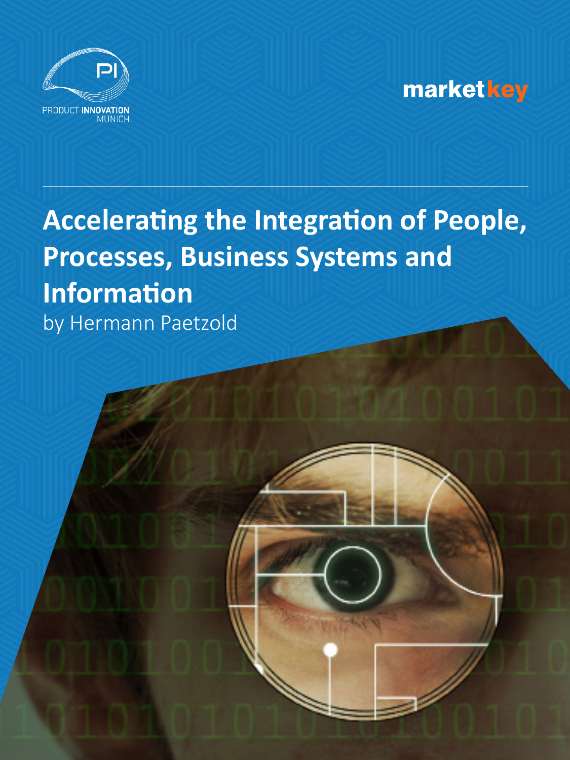PRODUCT INNOVATION MUNICH

market key

# Accelerating the Integration of People, Processes, Business Systems and Information

by Hermann Paetzold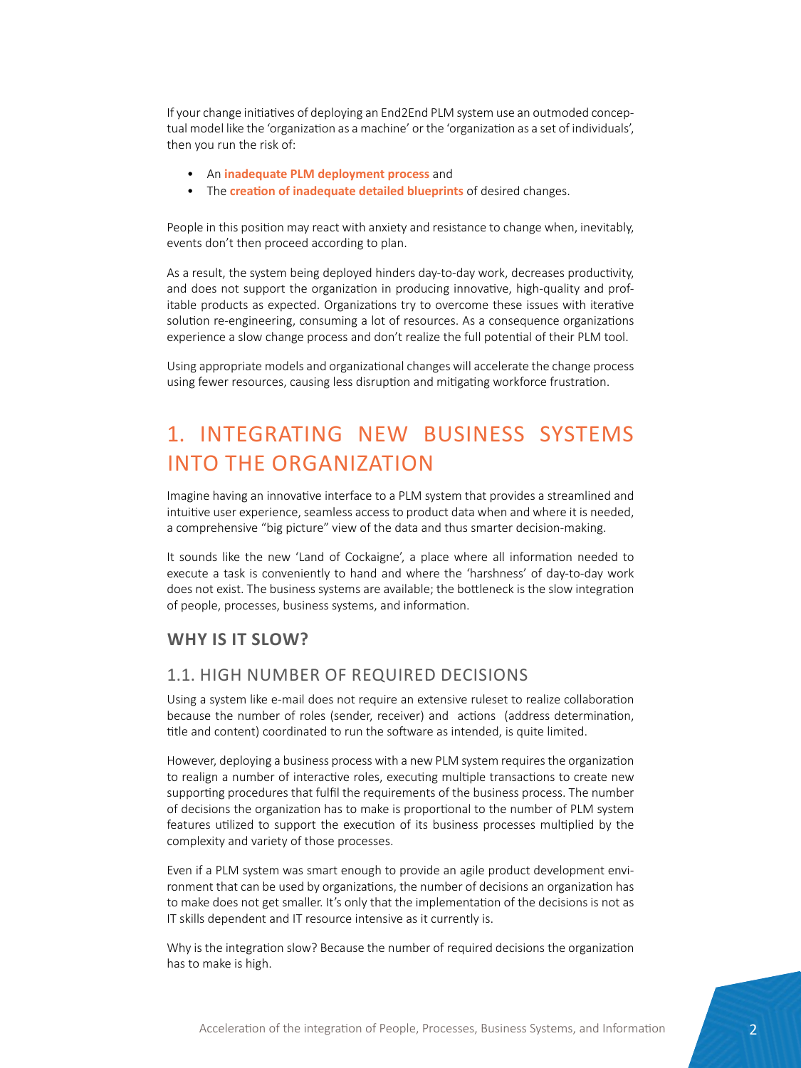If your change initiatives of deploying an End2End PLM system use an outmoded conceptual model like the 'organization as a machine' or the 'organization as a set of individuals', then you run the risk of:

- An **inadequate PLM deployment process** and
- The **creation of inadequate detailed blueprints** of desired changes.

People in this position may react with anxiety and resistance to change when, inevitably, events don't then proceed according to plan.

As a result, the system being deployed hinders day-to-day work, decreases productivity, and does not support the organization in producing innovative, high-quality and profitable products as expected. Organizations try to overcome these issues with iterative solution re-engineering, consuming a lot of resources. As a consequence organizations experience a slow change process and don't realize the full potential of their PLM tool.

Using appropriate models and organizational changes will accelerate the change process using fewer resources, causing less disruption and mitigating workforce frustration.

# 1. INTEGRATING NEW BUSINESS SYSTEMS INTO THE ORGANIZATION

Imagine having an innovative interface to a PLM system that provides a streamlined and intuitive user experience, seamless access to product data when and where it is needed, a comprehensive "big picture" view of the data and thus smarter decision-making.

It sounds like the new 'Land of Cockaigne', a place where all information needed to execute a task is conveniently to hand and where the 'harshness' of day-to-day work does not exist. The business systems are available; the bottleneck is the slow integration of people, processes, business systems, and information.

## WHY IS IT SLOW?

### 1.1. HIGH NUMBER OF REQUIRED DECISIONS

Using a system like e-mail does not require an extensive ruleset to realize collaboration because the number of roles (sender, receiver) and actions (address determination, title and content) coordinated to run the software as intended, is quite limited.

However, deploying a business process with a new PLM system requires the organization to realign a number of interactive roles, executing multiple transactions to create new supporting procedures that fulfil the requirements of the business process. The number of decisions the organization has to make is proportional to the number of PLM system features utilized to support the execution of its business processes multiplied by the complexity and variety of those processes.

Even if a PLM system was smart enough to provide an agile product development environment that can be used by organizations, the number of decisions an organization has to make does not get smaller. It's only that the implementation of the decisions is not as IT skills dependent and IT resource intensive as it currently is.

Why is the integration slow? Because the number of required decisions the organization has to make is high.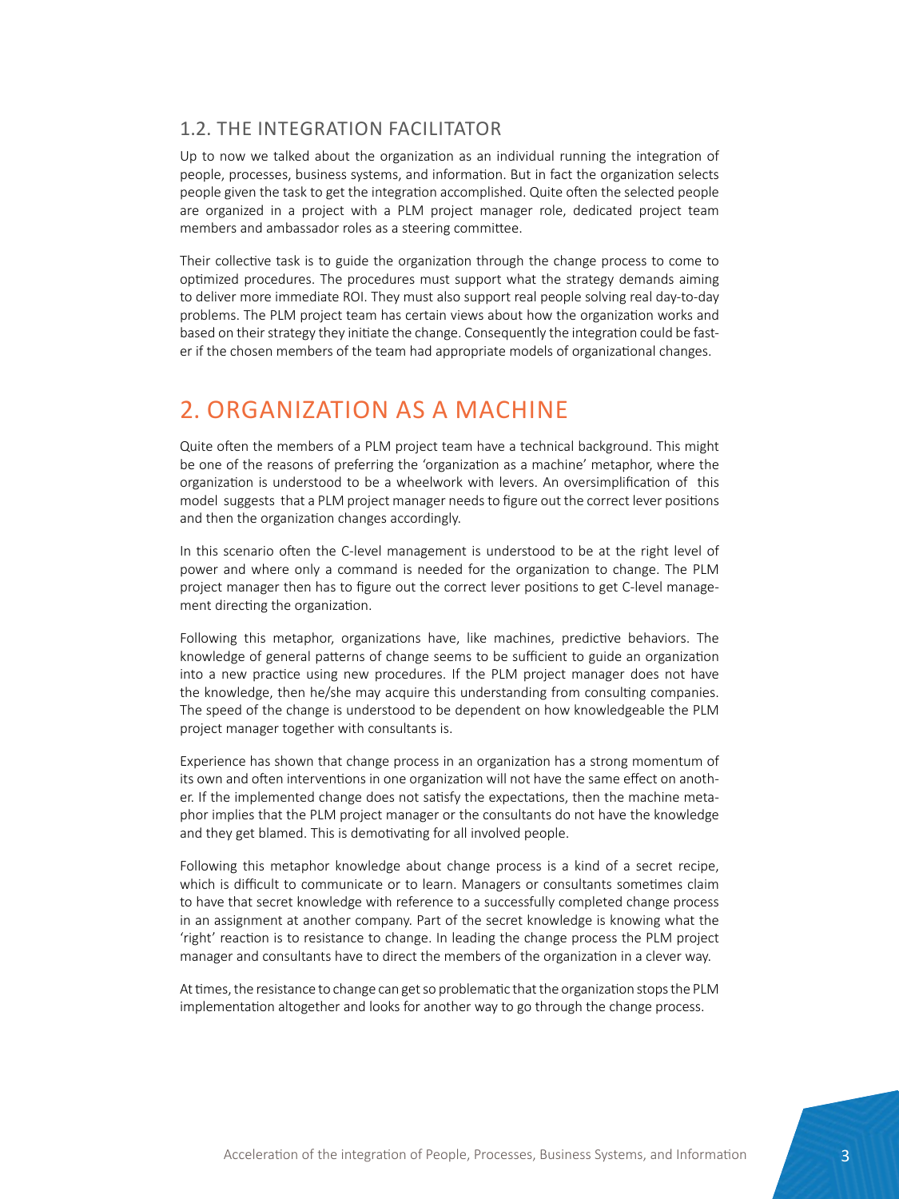### 1.2. THE INTEGRATION FACILITATOR

Up to now we talked about the organization as an individual running the integration of people, processes, business systems, and information. But in fact the organization selects people given the task to get the integration accomplished. Quite often the selected people are organized in a project with a PLM project manager role, dedicated project team members and ambassador roles as a steering committee.

Their collective task is to guide the organization through the change process to come to optimized procedures. The procedures must support what the strategy demands aiming to deliver more immediate ROI. They must also support real people solving real day-to-day problems. The PLM project team has certain views about how the organization works and based on their strategy they initiate the change. Consequently the integration could be faster if the chosen members of the team had appropriate models of organizational changes.

## 2. ORGANIZATION AS A MACHINE

Quite often the members of a PLM project team have a technical background. This might be one of the reasons of preferring the 'organization as a machine' metaphor, where the organization is understood to be a wheelwork with levers. An oversimplification of this model suggests that a PLM project manager needs to figure out the correct lever positions and then the organization changes accordingly.

In this scenario often the C-level management is understood to be at the right level of power and where only a command is needed for the organization to change. The PLM project manager then has to figure out the correct lever positions to get C-level management directing the organization.

Following this metaphor, organizations have, like machines, predictive behaviors. The knowledge of general patterns of change seems to be sufficient to guide an organization into a new practice using new procedures. If the PLM project manager does not have the knowledge, then he/she may acquire this understanding from consulting companies. The speed of the change is understood to be dependent on how knowledgeable the PLM project manager together with consultants is.

Experience has shown that change process in an organization has a strong momentum of its own and often interventions in one organization will not have the same effect on another. If the implemented change does not satisfy the expectations, then the machine metaphor implies that the PLM project manager or the consultants do not have the knowledge and they get blamed. This is demotivating for all involved people.

Following this metaphor knowledge about change process is a kind of a secret recipe, which is difficult to communicate or to learn. Managers or consultants sometimes claim to have that secret knowledge with reference to a successfully completed change process in an assignment at another company. Part of the secret knowledge is knowing what the 'right' reaction is to resistance to change. In leading the change process the PLM project manager and consultants have to direct the members of the organization in a clever way.

At times, the resistance to change can get so problematic that the organization stops the PLM implementation altogether and looks for another way to go through the change process.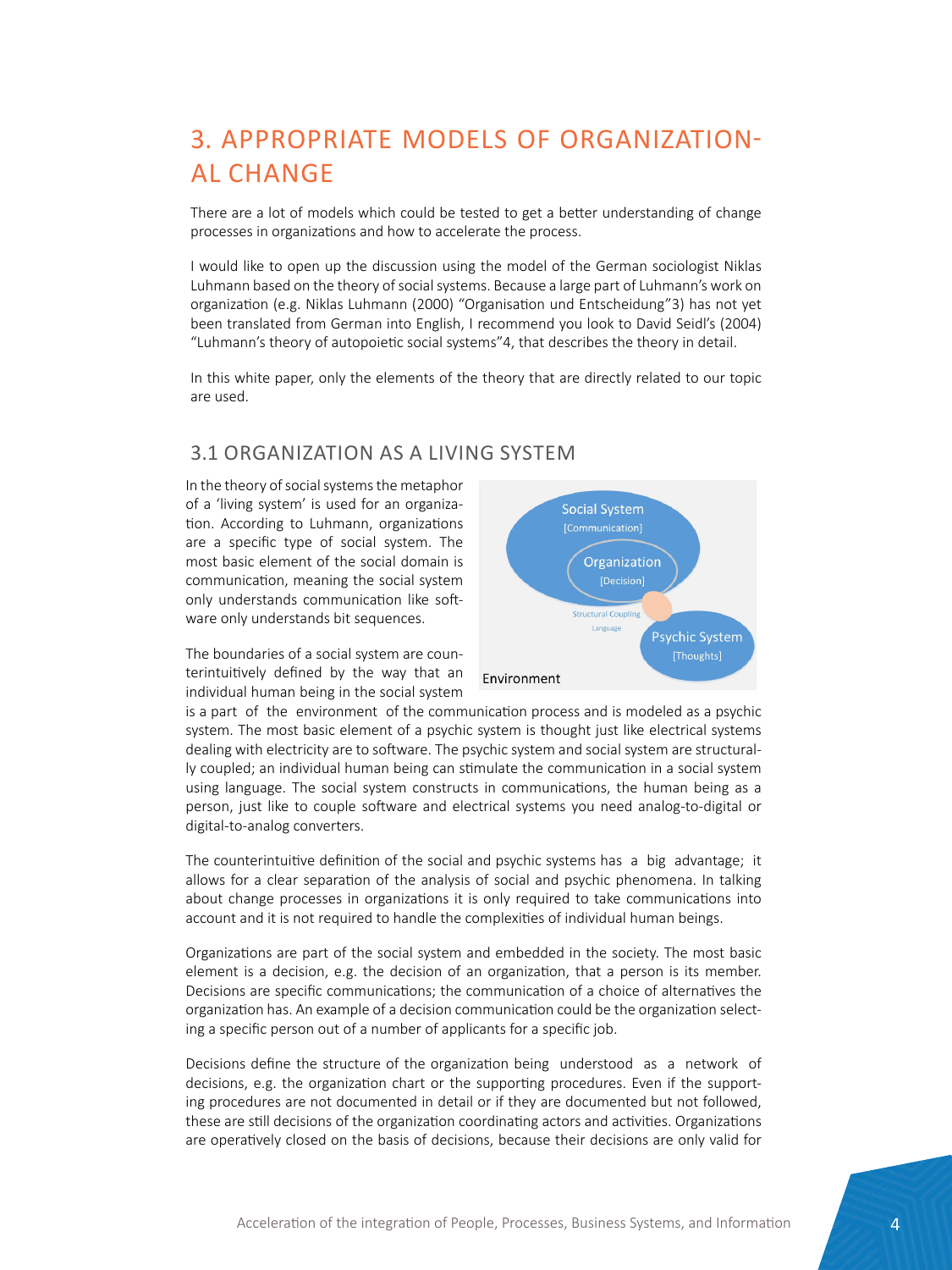# 3. APPROPRIATE MODELS OF ORGANIZATIONAL CHANGE

There are a lot of models which could be tested to get a better understanding of change processes in organizations and how to accelerate the process.

I would like to open up the discussion using the model of the German sociologist Niklas Luhmann based on the theory of social systems. Because a large part of Luhmann's work on organization (e.g. Niklas Luhmann (2000) "Organisation und Entscheidung"3) has not yet been translated from German into English, I recommend you look to David Seidl's (2004) "Luhmann's theory of autopoietic social systems"4, that describes the theory in detail.

In this white paper, only the elements of the theory that are directly related to our topic are used.

## 3.1 ORGANIZATION AS A LIVING SYSTEM

In the theory of social systems the metaphor of a 'living system' is used for an organization. According to Luhmann, organizations are a specific type of social system. The most basic element of the social domain is communication, meaning the social system only understands communication like software only understands bit sequences.

Social System [Communication]
Organization [Decision]
Structural Coupling Language
Psychic System [Thoughts]
Environment

The boundaries of a social system are counterintuitively defined by the way that an individual human being in the social system is a part of the environment of the communication process and is modeled as a psychic system. The most basic element of a psychic system is thought just like electrical systems dealing with electricity are to software. The psychic system and social system are structurally coupled; an individual human being can stimulate the communication in a social system using language. The social system constructs in communications, the human being as a person, just like to couple software and electrical systems you need analog-to-digital or digital-to-analog converters.

The counterintuitive definition of the social and psychic systems has a big advantage; it allows for a clear separation of the analysis of social and psychic phenomena. In talking about change processes in organizations it is only required to take communications into account and it is not required to handle the complexities of individual human beings.

Organizations are part of the social system and embedded in the society. The most basic element is a decision, e.g. the decision of an organization, that a person is its member. Decisions are specific communications; the communication of a choice of alternatives the organization has. An example of a decision communication could be the organization selecting a specific person out of a number of applicants for a specific job.

Decisions define the structure of the organization being understood as a network of decisions, e.g. the organization chart or the supporting procedures. Even if the supporting procedures are not documented in detail or if they are documented but not followed, these are still decisions of the organization coordinating actors and activities. Organizations are operatively closed on the basis of decisions, because their decisions are only valid for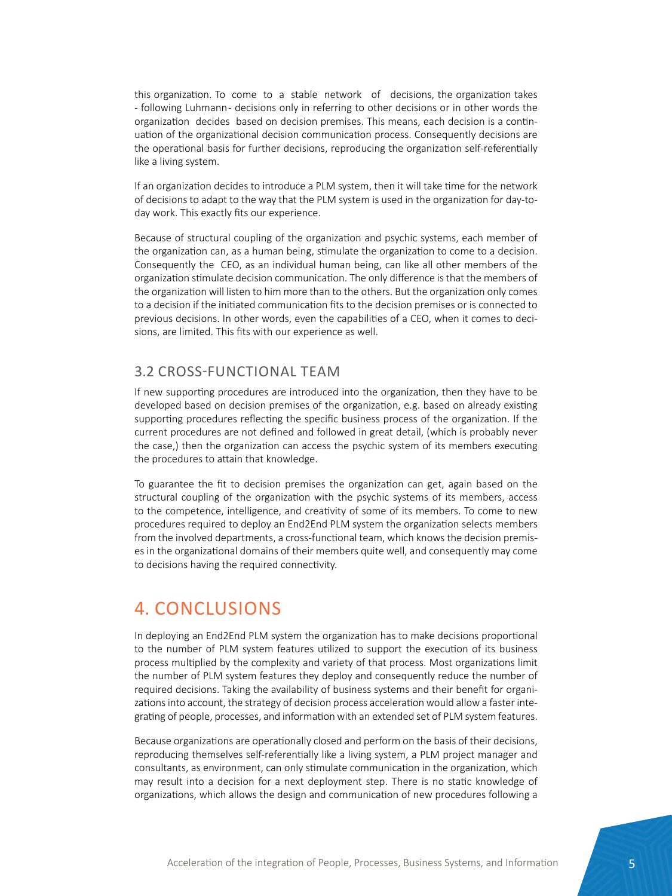this organization. To come to a stable network of decisions, the organization takes - following Luhmann - decisions only in referring to other decisions or in other words the organization decides based on decision premises. This means, each decision is a continuation of the organizational decision communication process. Consequently decisions are the operational basis for further decisions, reproducing the organization self-referentially like a living system.

If an organization decides to introduce a PLM system, then it will take time for the network of decisions to adapt to the way that the PLM system is used in the organization for day-to-day work. This exactly fits our experience.

Because of structural coupling of the organization and psychic systems, each member of the organization can, as a human being, stimulate the organization to come to a decision. Consequently the CEO, as an individual human being, can like all other members of the organization stimulate decision communication. The only difference is that the members of the organization will listen to him more than to the others. But the organization only comes to a decision if the initiated communication fits to the decision premises or is connected to previous decisions. In other words, even the capabilities of a CEO, when it comes to decisions, are limited. This fits with our experience as well.

### 3.2 CROSS-FUNCTIONAL TEAM

If new supporting procedures are introduced into the organization, then they have to be developed based on decision premises of the organization, e.g. based on already existing supporting procedures reflecting the specific business process of the organization. If the current procedures are not defined and followed in great detail, (which is probably never the case,) then the organization can access the psychic system of its members executing the procedures to attain that knowledge.

To guarantee the fit to decision premises the organization can get, again based on the structural coupling of the organization with the psychic systems of its members, access to the competence, intelligence, and creativity of some of its members. To come to new procedures required to deploy an End2End PLM system the organization selects members from the involved departments, a cross-functional team, which knows the decision premises in the organizational domains of their members quite well, and consequently may come to decisions having the required connectivity.

## 4. CONCLUSIONS

In deploying an End2End PLM system the organization has to make decisions proportional to the number of PLM system features utilized to support the execution of its business process multiplied by the complexity and variety of that process. Most organizations limit the number of PLM system features they deploy and consequently reduce the number of required decisions. Taking the availability of business systems and their benefit for organizations into account, the strategy of decision process acceleration would allow a faster integrating of people, processes, and information with an extended set of PLM system features.

Because organizations are operationally closed and perform on the basis of their decisions, reproducing themselves self-referentially like a living system, a PLM project manager and consultants, as environment, can only stimulate communication in the organization, which may result into a decision for a next deployment step. There is no static knowledge of organizations, which allows the design and communication of new procedures following a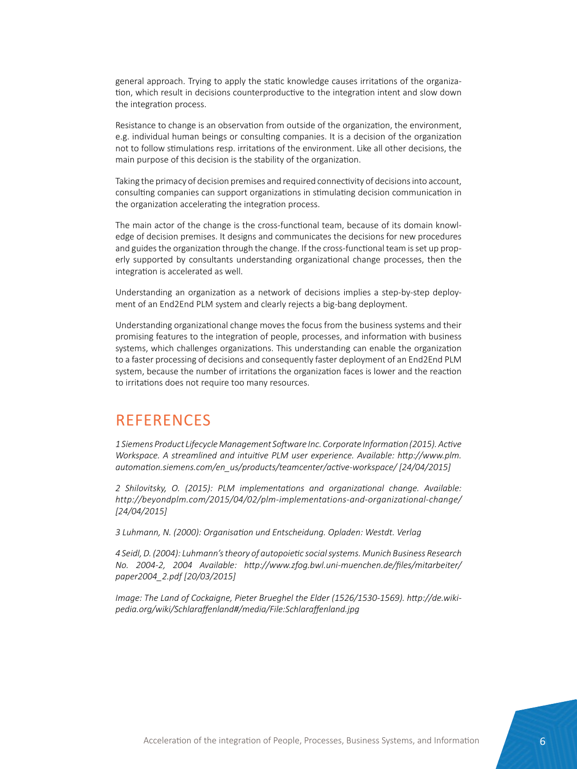general approach. Trying to apply the static knowledge causes irritations of the organization, which result in decisions counterproductive to the integration intent and slow down the integration process.

Resistance to change is an observation from outside of the organization, the environment, e.g. individual human beings or consulting companies. It is a decision of the organization not to follow stimulations resp. irritations of the environment. Like all other decisions, the main purpose of this decision is the stability of the organization.

Taking the primacy of decision premises and required connectivity of decisions into account, consulting companies can support organizations in stimulating decision communication in the organization accelerating the integration process.

The main actor of the change is the cross-functional team, because of its domain knowledge of decision premises. It designs and communicates the decisions for new procedures and guides the organization through the change. If the cross-functional team is set up properly supported by consultants understanding organizational change processes, then the integration is accelerated as well.

Understanding an organization as a network of decisions implies a step-by-step deployment of an End2End PLM system and clearly rejects a big-bang deployment.

Understanding organizational change moves the focus from the business systems and their promising features to the integration of people, processes, and information with business systems, which challenges organizations. This understanding can enable the organization to a faster processing of decisions and consequently faster deployment of an End2End PLM system, because the number of irritations the organization faces is lower and the reaction to irritations does not require too many resources.

## REFERENCES

*1 Siemens Product Lifecycle Management Software Inc. Corporate Information (2015). Active Workspace. A streamlined and intuitive PLM user experience. Available: http://www.plm.automation.siemens.com/en_us/products/teamcenter/active-workspace/ [24/04/2015]*

*2 Shilovitsky, O. (2015): PLM implementations and organizational change. Available: http://beyondplm.com/2015/04/02/plm-implementations-and-organizational-change/ [24/04/2015]*

*3 Luhmann, N. (2000): Organisation und Entscheidung. Opladen: Westdt. Verlag*

*4 Seidl, D. (2004): Luhmann's theory of autopoietic social systems. Munich Business Research No. 2004-2, 2004 Available: http://www.zfog.bwl.uni-muenchen.de/files/mitarbeiter/paper2004_2.pdf [20/03/2015]*

*Image: The Land of Cockaigne, Pieter Brueghel the Elder (1526/1530-1569). http://de.wikipedia.org/wiki/Schlaraffenland#/media/File:Schlaraffenland.jpg*